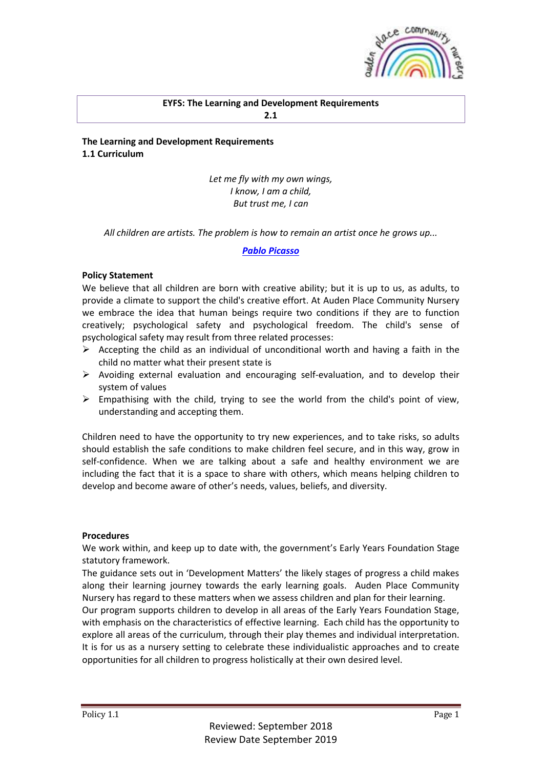**EYFS: The Learning and Development Requirements**
**2.1**

**The Learning and Development Requirements**
**1.1 Curriculum**

*Let me fly with my own wings,*
*I know, I am a child,*
*But trust me, I can*

*All children are artists. The problem is how to remain an artist once he grows up...*

***Pablo Picasso***

**Policy Statement**

We believe that all children are born with creative ability; but it is up to us, as adults, to provide a climate to support the child's creative effort. At Auden Place Community Nursery we embrace the idea that human beings require two conditions if they are to function creatively; psychological safety and psychological freedom. The child's sense of psychological safety may result from three related processes:

- Accepting the child as an individual of unconditional worth and having a faith in the child no matter what their present state is
- Avoiding external evaluation and encouraging self-evaluation, and to develop their system of values
- Empathising with the child, trying to see the world from the child's point of view, understanding and accepting them.

Children need to have the opportunity to try new experiences, and to take risks, so adults should establish the safe conditions to make children feel secure, and in this way, grow in self-confidence. When we are talking about a safe and healthy environment we are including the fact that it is a space to share with others, which means helping children to develop and become aware of other's needs, values, beliefs, and diversity.

**Procedures**

We work within, and keep up to date with, the government's Early Years Foundation Stage statutory framework.

The guidance sets out in 'Development Matters' the likely stages of progress a child makes along their learning journey towards the early learning goals. Auden Place Community Nursery has regard to these matters when we assess children and plan for their learning.

Our program supports children to develop in all areas of the Early Years Foundation Stage, with emphasis on the characteristics of effective learning. Each child has the opportunity to explore all areas of the curriculum, through their play themes and individual interpretation. It is for us as a nursery setting to celebrate these individualistic approaches and to create opportunities for all children to progress holistically at their own desired level.

Reviewed: September 2018
Review Date September 2019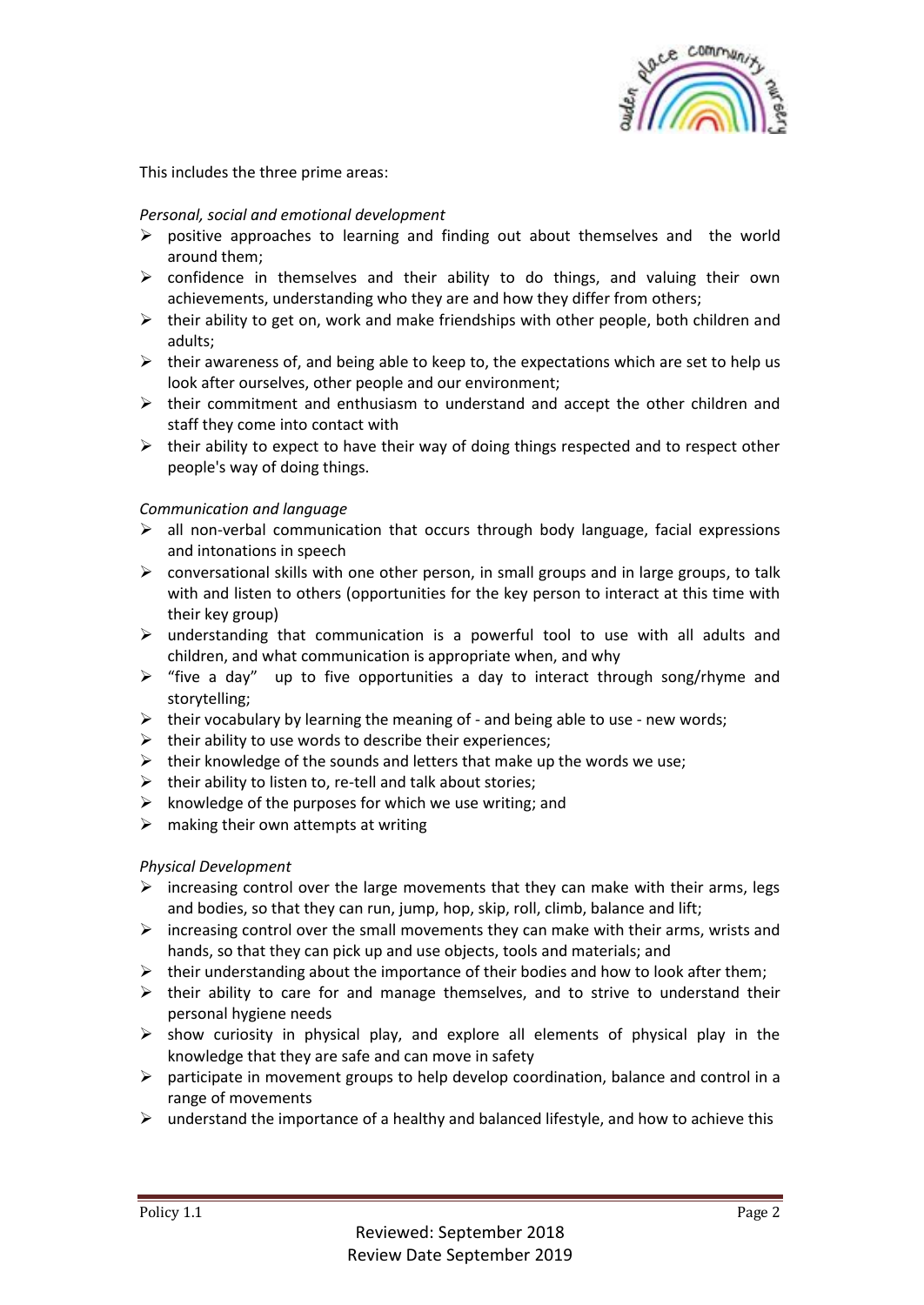This includes the three prime areas:

*Personal, social and emotional development*

- positive approaches to learning and finding out about themselves and the world around them;
- confidence in themselves and their ability to do things, and valuing their own achievements, understanding who they are and how they differ from others;
- their ability to get on, work and make friendships with other people, both children and adults;
- their awareness of, and being able to keep to, the expectations which are set to help us look after ourselves, other people and our environment;
- their commitment and enthusiasm to understand and accept the other children and staff they come into contact with
- their ability to expect to have their way of doing things respected and to respect other people's way of doing things.

*Communication and language*

- all non-verbal communication that occurs through body language, facial expressions and intonations in speech
- conversational skills with one other person, in small groups and in large groups, to talk with and listen to others (opportunities for the key person to interact at this time with their key group)
- understanding that communication is a powerful tool to use with all adults and children, and what communication is appropriate when, and why
- "five a day" up to five opportunities a day to interact through song/rhyme and storytelling;
- their vocabulary by learning the meaning of - and being able to use - new words;
- their ability to use words to describe their experiences;
- their knowledge of the sounds and letters that make up the words we use;
- their ability to listen to, re-tell and talk about stories;
- knowledge of the purposes for which we use writing; and
- making their own attempts at writing

*Physical Development*

- increasing control over the large movements that they can make with their arms, legs and bodies, so that they can run, jump, hop, skip, roll, climb, balance and lift;
- increasing control over the small movements they can make with their arms, wrists and hands, so that they can pick up and use objects, tools and materials; and
- their understanding about the importance of their bodies and how to look after them;
- their ability to care for and manage themselves, and to strive to understand their personal hygiene needs
- show curiosity in physical play, and explore all elements of physical play in the knowledge that they are safe and can move in safety
- participate in movement groups to help develop coordination, balance and control in a range of movements
- understand the importance of a healthy and balanced lifestyle, and how to achieve this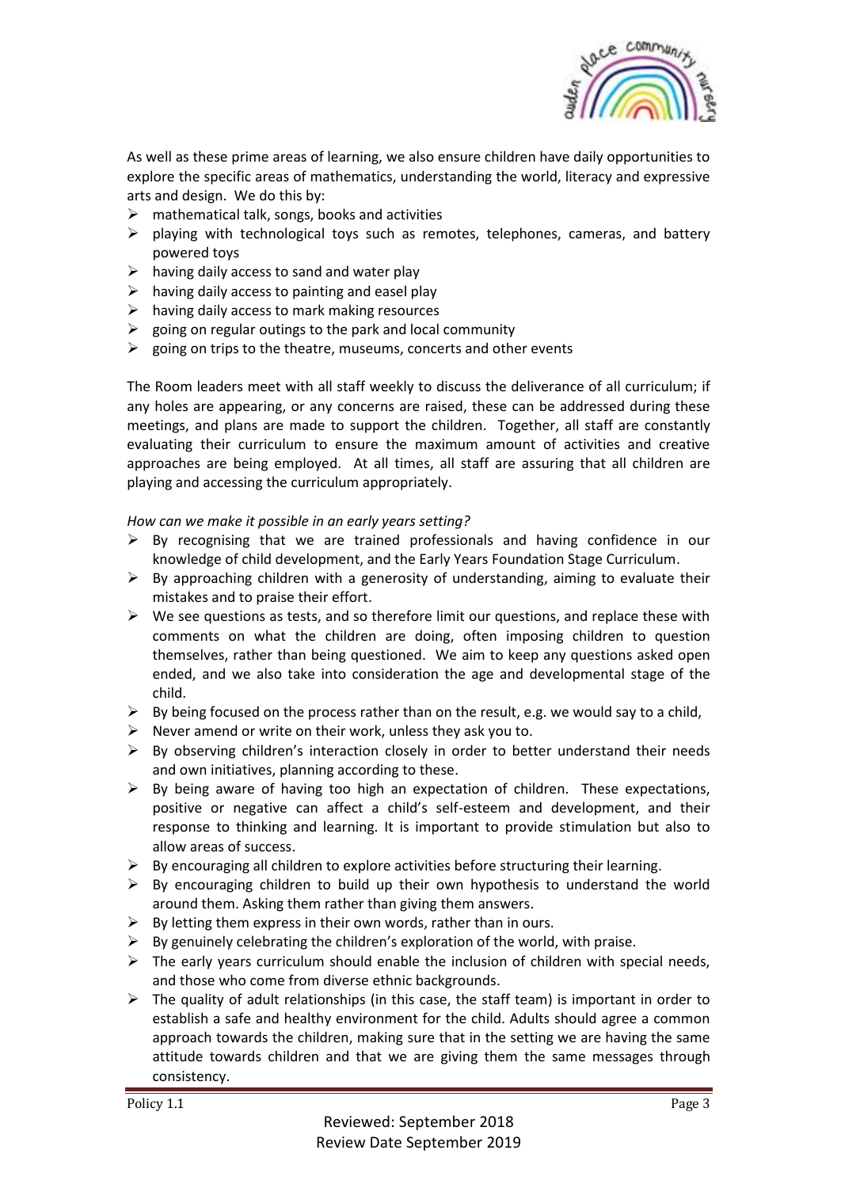As well as these prime areas of learning, we also ensure children have daily opportunities to explore the specific areas of mathematics, understanding the world, literacy and expressive arts and design. We do this by:

- mathematical talk, songs, books and activities
- playing with technological toys such as remotes, telephones, cameras, and battery powered toys
- having daily access to sand and water play
- having daily access to painting and easel play
- having daily access to mark making resources
- going on regular outings to the park and local community
- going on trips to the theatre, museums, concerts and other events

The Room leaders meet with all staff weekly to discuss the deliverance of all curriculum; if any holes are appearing, or any concerns are raised, these can be addressed during these meetings, and plans are made to support the children. Together, all staff are constantly evaluating their curriculum to ensure the maximum amount of activities and creative approaches are being employed. At all times, all staff are assuring that all children are playing and accessing the curriculum appropriately.

*How can we make it possible in an early years setting?*

- By recognising that we are trained professionals and having confidence in our knowledge of child development, and the Early Years Foundation Stage Curriculum.
- By approaching children with a generosity of understanding, aiming to evaluate their mistakes and to praise their effort.
- We see questions as tests, and so therefore limit our questions, and replace these with comments on what the children are doing, often imposing children to question themselves, rather than being questioned. We aim to keep any questions asked open ended, and we also take into consideration the age and developmental stage of the child.
- By being focused on the process rather than on the result, e.g. we would say to a child,
- Never amend or write on their work, unless they ask you to.
- By observing children's interaction closely in order to better understand their needs and own initiatives, planning according to these.
- By being aware of having too high an expectation of children. These expectations, positive or negative can affect a child's self-esteem and development, and their response to thinking and learning. It is important to provide stimulation but also to allow areas of success.
- By encouraging all children to explore activities before structuring their learning.
- By encouraging children to build up their own hypothesis to understand the world around them. Asking them rather than giving them answers.
- By letting them express in their own words, rather than in ours.
- By genuinely celebrating the children's exploration of the world, with praise.
- The early years curriculum should enable the inclusion of children with special needs, and those who come from diverse ethnic backgrounds.
- The quality of adult relationships (in this case, the staff team) is important in order to establish a safe and healthy environment for the child. Adults should agree a common approach towards the children, making sure that in the setting we are having the same attitude towards children and that we are giving them the same messages through consistency.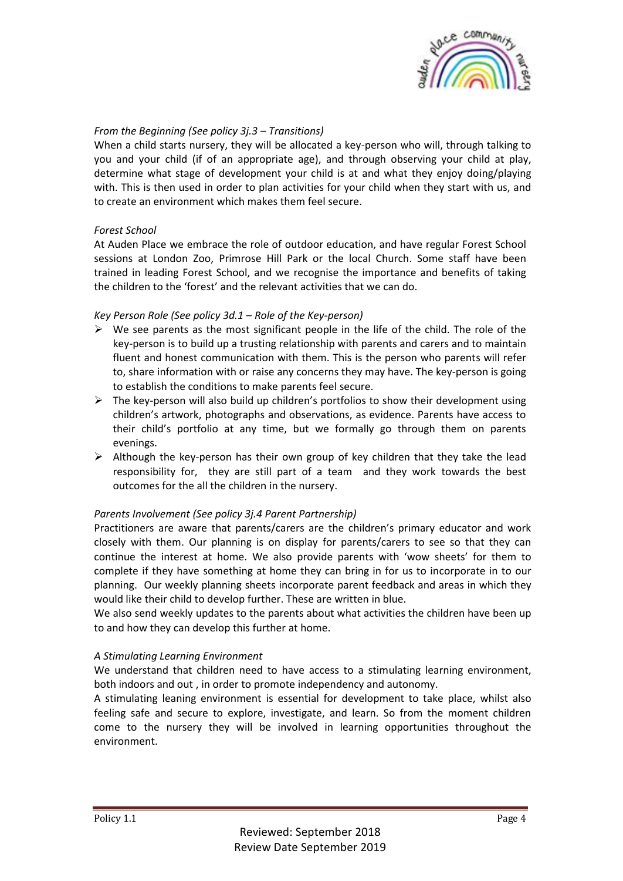*From the Beginning (See policy 3j.3 – Transitions)*

When a child starts nursery, they will be allocated a key-person who will, through talking to you and your child (if of an appropriate age), and through observing your child at play, determine what stage of development your child is at and what they enjoy doing/playing with. This is then used in order to plan activities for your child when they start with us, and to create an environment which makes them feel secure.

*Forest School*

At Auden Place we embrace the role of outdoor education, and have regular Forest School sessions at London Zoo, Primrose Hill Park or the local Church. Some staff have been trained in leading Forest School, and we recognise the importance and benefits of taking the children to the 'forest' and the relevant activities that we can do.

*Key Person Role (See policy 3d.1 – Role of the Key-person)*

- We see parents as the most significant people in the life of the child. The role of the key-person is to build up a trusting relationship with parents and carers and to maintain fluent and honest communication with them. This is the person who parents will refer to, share information with or raise any concerns they may have. The key-person is going to establish the conditions to make parents feel secure.
- The key-person will also build up children's portfolios to show their development using children's artwork, photographs and observations, as evidence. Parents have access to their child's portfolio at any time, but we formally go through them on parents evenings.
- Although the key-person has their own group of key children that they take the lead responsibility for, they are still part of a team and they work towards the best outcomes for the all the children in the nursery.

*Parents Involvement (See policy 3j.4 Parent Partnership)*

Practitioners are aware that parents/carers are the children's primary educator and work closely with them. Our planning is on display for parents/carers to see so that they can continue the interest at home. We also provide parents with 'wow sheets' for them to complete if they have something at home they can bring in for us to incorporate in to our planning. Our weekly planning sheets incorporate parent feedback and areas in which they would like their child to develop further. These are written in blue.

We also send weekly updates to the parents about what activities the children have been up to and how they can develop this further at home.

*A Stimulating Learning Environment*

We understand that children need to have access to a stimulating learning environment, both indoors and out , in order to promote independency and autonomy.

A stimulating leaning environment is essential for development to take place, whilst also feeling safe and secure to explore, investigate, and learn. So from the moment children come to the nursery they will be involved in learning opportunities throughout the environment.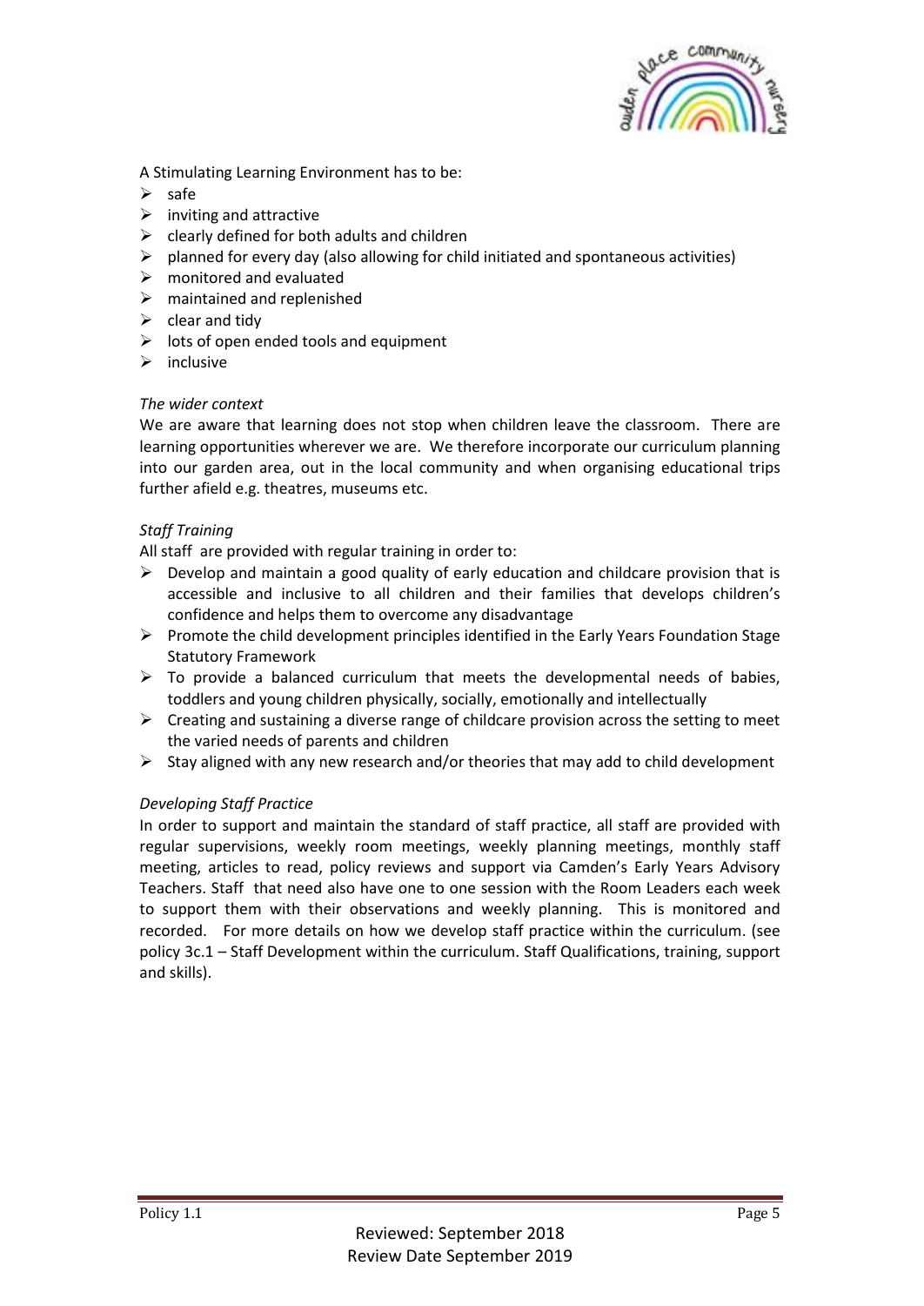A Stimulating Learning Environment has to be:

- safe
- inviting and attractive
- clearly defined for both adults and children
- planned for every day (also allowing for child initiated and spontaneous activities)
- monitored and evaluated
- maintained and replenished
- clear and tidy
- lots of open ended tools and equipment
- inclusive

*The wider context*

We are aware that learning does not stop when children leave the classroom. There are learning opportunities wherever we are. We therefore incorporate our curriculum planning into our garden area, out in the local community and when organising educational trips further afield e.g. theatres, museums etc.

*Staff Training*

All staff are provided with regular training in order to:

- Develop and maintain a good quality of early education and childcare provision that is accessible and inclusive to all children and their families that develops children's confidence and helps them to overcome any disadvantage
- Promote the child development principles identified in the Early Years Foundation Stage Statutory Framework
- To provide a balanced curriculum that meets the developmental needs of babies, toddlers and young children physically, socially, emotionally and intellectually
- Creating and sustaining a diverse range of childcare provision across the setting to meet the varied needs of parents and children
- Stay aligned with any new research and/or theories that may add to child development

*Developing Staff Practice*

In order to support and maintain the standard of staff practice, all staff are provided with regular supervisions, weekly room meetings, weekly planning meetings, monthly staff meeting, articles to read, policy reviews and support via Camden's Early Years Advisory Teachers. Staff that need also have one to one session with the Room Leaders each week to support them with their observations and weekly planning. This is monitored and recorded. For more details on how we develop staff practice within the curriculum. (see policy 3c.1 – Staff Development within the curriculum. Staff Qualifications, training, support and skills).

Reviewed: September 2018
Review Date September 2019